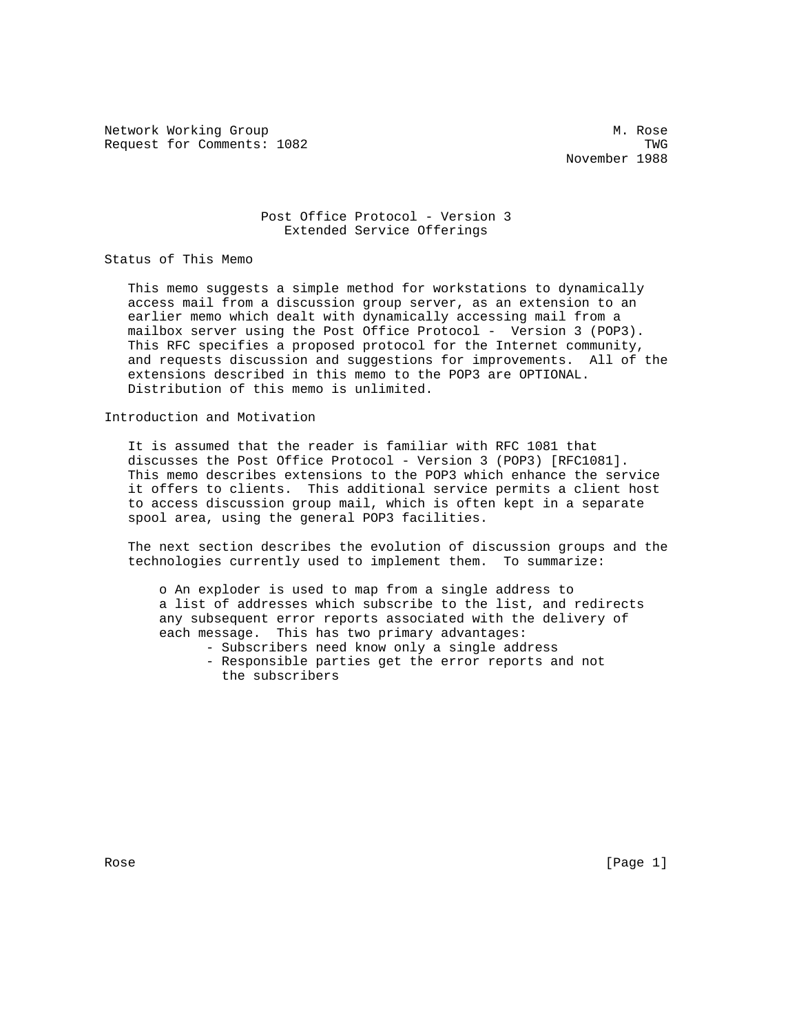Network Working Group M. Rose
Request for Comments: 1082 TWG
November 1988

# Post Office Protocol - Version 3
# Extended Service Offerings

## Status of This Memo

This memo suggests a simple method for workstations to dynamically access mail from a discussion group server, as an extension to an earlier memo which dealt with dynamically accessing mail from a mailbox server using the Post Office Protocol - Version 3 (POP3). This RFC specifies a proposed protocol for the Internet community, and requests discussion and suggestions for improvements. All of the extensions described in this memo to the POP3 are OPTIONAL. Distribution of this memo is unlimited.

## Introduction and Motivation

It is assumed that the reader is familiar with RFC 1081 that discusses the Post Office Protocol - Version 3 (POP3) [RFC1081]. This memo describes extensions to the POP3 which enhance the service it offers to clients. This additional service permits a client host to access discussion group mail, which is often kept in a separate spool area, using the general POP3 facilities.

The next section describes the evolution of discussion groups and the technologies currently used to implement them. To summarize:

- An exploder is used to map from a single address to a list of addresses which subscribe to the list, and redirects any subsequent error reports associated with the delivery of each message. This has two primary advantages:
  - Subscribers need know only a single address
  - Responsible parties get the error reports and not the subscribers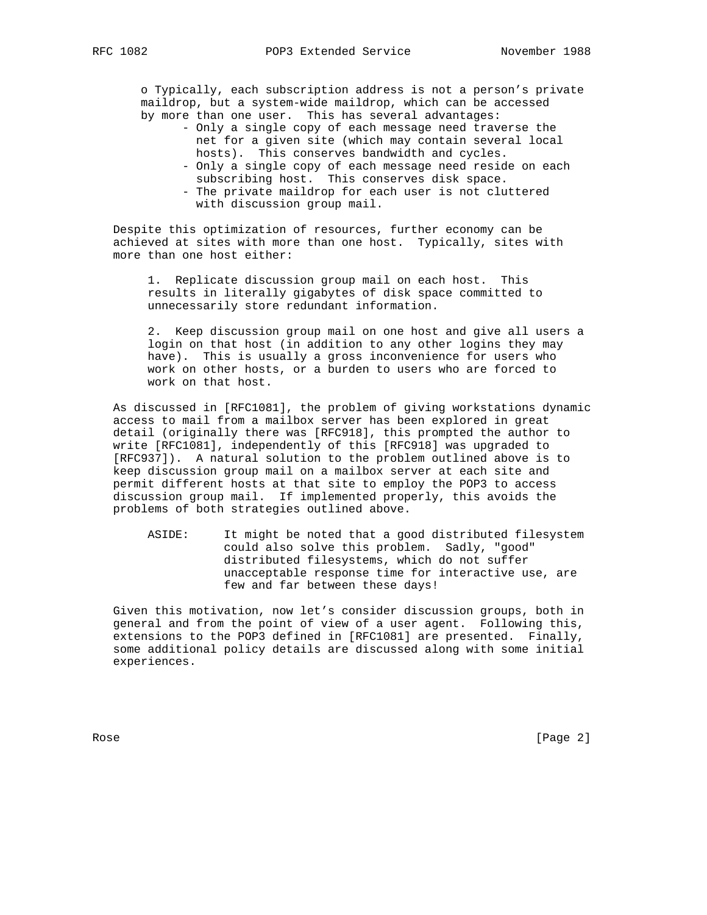- Typically, each subscription address is not a person's private maildrop, but a system-wide maildrop, which can be accessed by more than one user. This has several advantages:
  - Only a single copy of each message need traverse the net for a given site (which may contain several local hosts). This conserves bandwidth and cycles.
  - Only a single copy of each message need reside on each subscribing host. This conserves disk space.
  - The private maildrop for each user is not cluttered with discussion group mail.

Despite this optimization of resources, further economy can be achieved at sites with more than one host. Typically, sites with more than one host either:

1. Replicate discussion group mail on each host. This results in literally gigabytes of disk space committed to unnecessarily store redundant information.

2. Keep discussion group mail on one host and give all users a login on that host (in addition to any other logins they may have). This is usually a gross inconvenience for users who work on other hosts, or a burden to users who are forced to work on that host.

As discussed in [RFC1081], the problem of giving workstations dynamic access to mail from a mailbox server has been explored in great detail (originally there was [RFC918], this prompted the author to write [RFC1081], independently of this [RFC918] was upgraded to [RFC937]). A natural solution to the problem outlined above is to keep discussion group mail on a mailbox server at each site and permit different hosts at that site to employ the POP3 to access discussion group mail. If implemented properly, this avoids the problems of both strategies outlined above.

> ASIDE: It might be noted that a good distributed filesystem could also solve this problem. Sadly, "good" distributed filesystems, which do not suffer unacceptable response time for interactive use, are few and far between these days!

Given this motivation, now let's consider discussion groups, both in general and from the point of view of a user agent. Following this, extensions to the POP3 defined in [RFC1081] are presented. Finally, some additional policy details are discussed along with some initial experiences.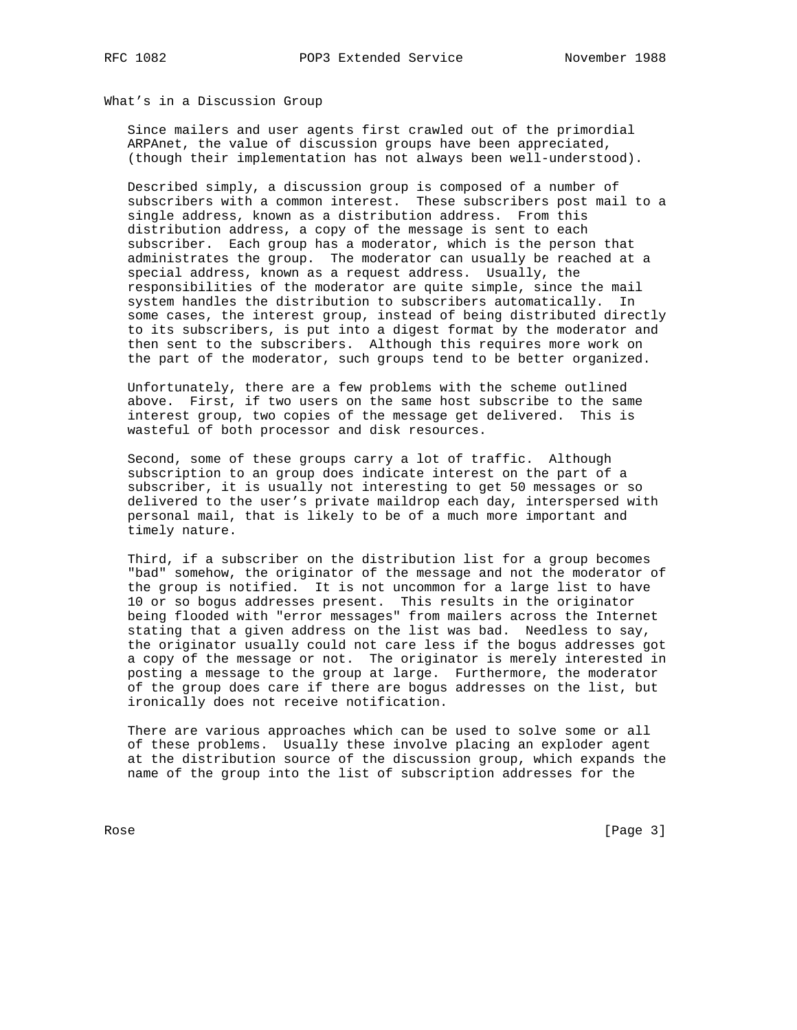## What's in a Discussion Group

Since mailers and user agents first crawled out of the primordial ARPAnet, the value of discussion groups have been appreciated, (though their implementation has not always been well-understood).

Described simply, a discussion group is composed of a number of subscribers with a common interest. These subscribers post mail to a single address, known as a distribution address. From this distribution address, a copy of the message is sent to each subscriber. Each group has a moderator, which is the person that administrates the group. The moderator can usually be reached at a special address, known as a request address. Usually, the responsibilities of the moderator are quite simple, since the mail system handles the distribution to subscribers automatically. In some cases, the interest group, instead of being distributed directly to its subscribers, is put into a digest format by the moderator and then sent to the subscribers. Although this requires more work on the part of the moderator, such groups tend to be better organized.

Unfortunately, there are a few problems with the scheme outlined above. First, if two users on the same host subscribe to the same interest group, two copies of the message get delivered. This is wasteful of both processor and disk resources.

Second, some of these groups carry a lot of traffic. Although subscription to an group does indicate interest on the part of a subscriber, it is usually not interesting to get 50 messages or so delivered to the user's private maildrop each day, interspersed with personal mail, that is likely to be of a much more important and timely nature.

Third, if a subscriber on the distribution list for a group becomes "bad" somehow, the originator of the message and not the moderator of the group is notified. It is not uncommon for a large list to have 10 or so bogus addresses present. This results in the originator being flooded with "error messages" from mailers across the Internet stating that a given address on the list was bad. Needless to say, the originator usually could not care less if the bogus addresses got a copy of the message or not. The originator is merely interested in posting a message to the group at large. Furthermore, the moderator of the group does care if there are bogus addresses on the list, but ironically does not receive notification.

There are various approaches which can be used to solve some or all of these problems. Usually these involve placing an exploder agent at the distribution source of the discussion group, which expands the name of the group into the list of subscription addresses for the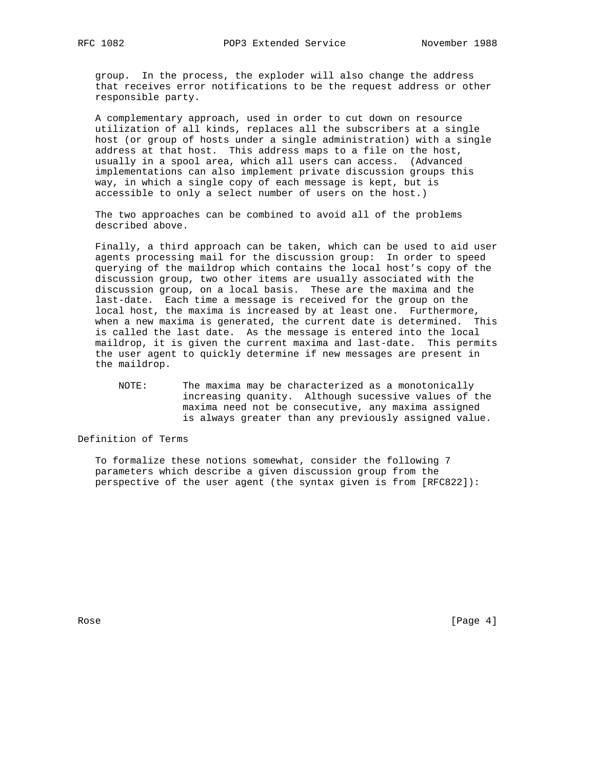group. In the process, the exploder will also change the address that receives error notifications to be the request address or other responsible party.

A complementary approach, used in order to cut down on resource utilization of all kinds, replaces all the subscribers at a single host (or group of hosts under a single administration) with a single address at that host. This address maps to a file on the host, usually in a spool area, which all users can access. (Advanced implementations can also implement private discussion groups this way, in which a single copy of each message is kept, but is accessible to only a select number of users on the host.)

The two approaches can be combined to avoid all of the problems described above.

Finally, a third approach can be taken, which can be used to aid user agents processing mail for the discussion group: In order to speed querying of the maildrop which contains the local host's copy of the discussion group, two other items are usually associated with the discussion group, on a local basis. These are the maxima and the last-date. Each time a message is received for the group on the local host, the maxima is increased by at least one. Furthermore, when a new maxima is generated, the current date is determined. This is called the last date. As the message is entered into the local maildrop, it is given the current maxima and last-date. This permits the user agent to quickly determine if new messages are present in the maildrop.

> NOTE: The maxima may be characterized as a monotonically increasing quanity. Although sucessive values of the maxima need not be consecutive, any maxima assigned is always greater than any previously assigned value.

## Definition of Terms

To formalize these notions somewhat, consider the following 7 parameters which describe a given discussion group from the perspective of the user agent (the syntax given is from [RFC822]):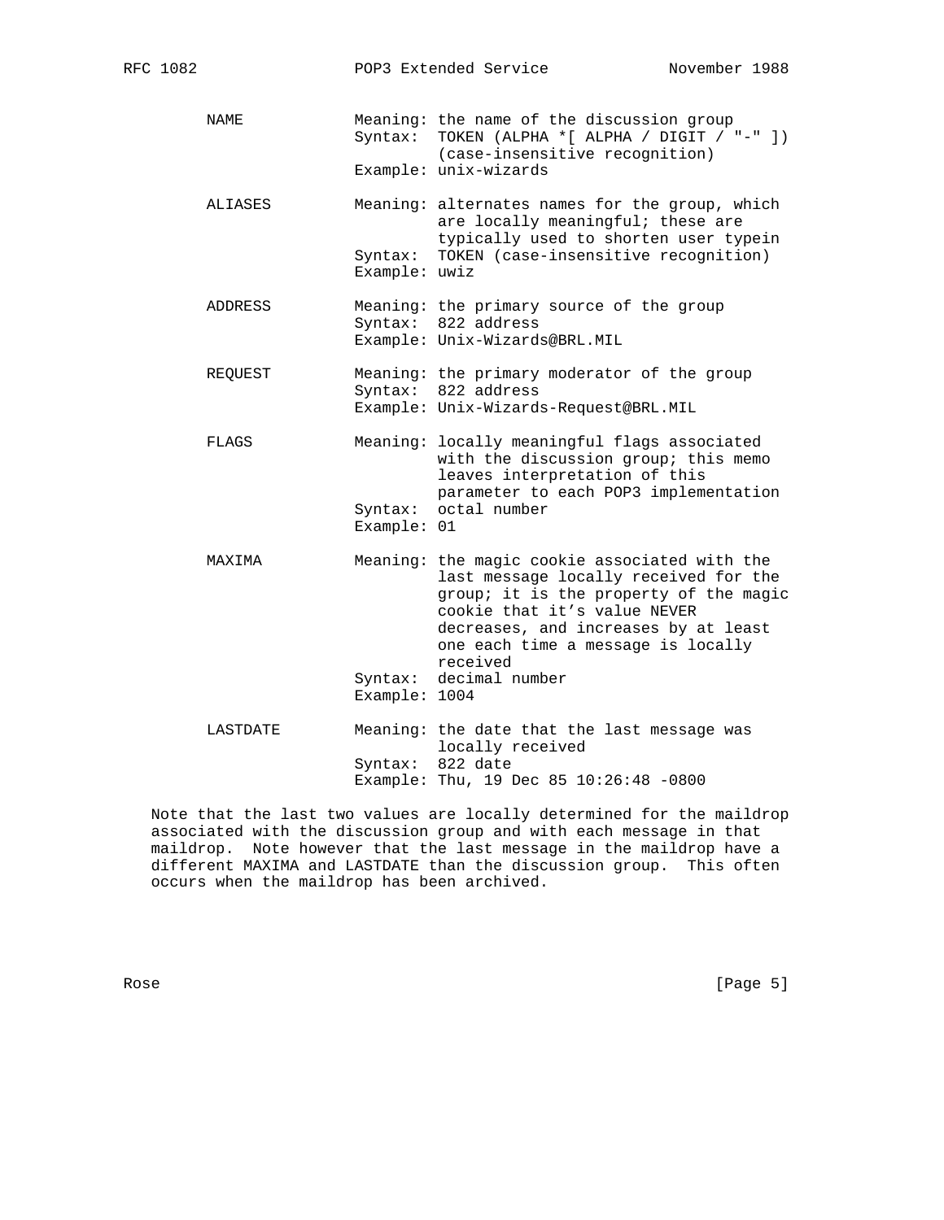```
      NAME           Meaning: the name of the discussion group
                     Syntax:  TOKEN (ALPHA *[ ALPHA / DIGIT / "-" ])
                              (case-insensitive recognition)
                     Example: unix-wizards

      ALIASES        Meaning: alternates names for the group, which
                              are locally meaningful; these are
                              typically used to shorten user typein
                     Syntax:  TOKEN (case-insensitive recognition)
                     Example: uwiz

      ADDRESS        Meaning: the primary source of the group
                     Syntax:  822 address
                     Example: Unix-Wizards@BRL.MIL

      REQUEST        Meaning: the primary moderator of the group
                     Syntax:  822 address
                     Example: Unix-Wizards-Request@BRL.MIL

      FLAGS          Meaning: locally meaningful flags associated
                              with the discussion group; this memo
                              leaves interpretation of this
                              parameter to each POP3 implementation
                     Syntax:  octal number
                     Example: 01

      MAXIMA         Meaning: the magic cookie associated with the
                              last message locally received for the
                              group; it is the property of the magic
                              cookie that it's value NEVER
                              decreases, and increases by at least
                              one each time a message is locally
                              received
                     Syntax:  decimal number
                     Example: 1004

      LASTDATE       Meaning: the date that the last message was
                              locally received
                     Syntax:  822 date
                     Example: Thu, 19 Dec 85 10:26:48 -0800
```

Note that the last two values are locally determined for the maildrop associated with the discussion group and with each message in that maildrop. Note however that the last message in the maildrop have a different MAXIMA and LASTDATE than the discussion group. This often occurs when the maildrop has been archived.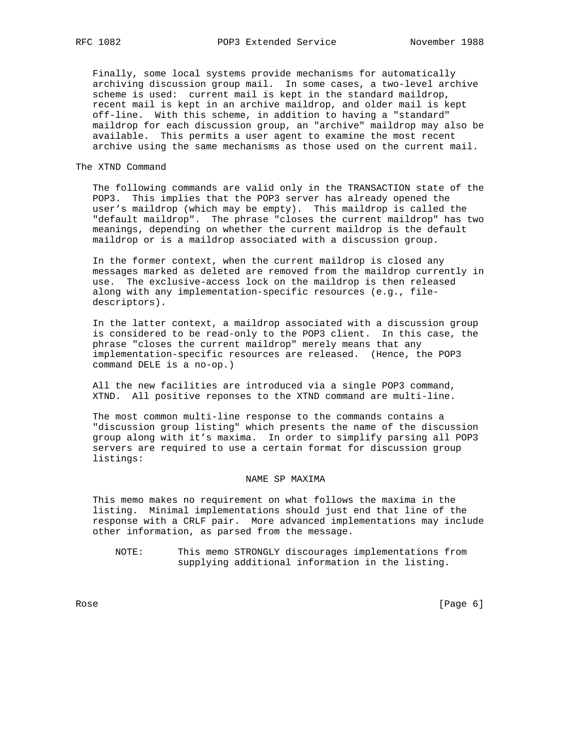Finally, some local systems provide mechanisms for automatically archiving discussion group mail. In some cases, a two-level archive scheme is used: current mail is kept in the standard maildrop, recent mail is kept in an archive maildrop, and older mail is kept off-line. With this scheme, in addition to having a "standard" maildrop for each discussion group, an "archive" maildrop may also be available. This permits a user agent to examine the most recent archive using the same mechanisms as those used on the current mail.

## The XTND Command

The following commands are valid only in the TRANSACTION state of the POP3. This implies that the POP3 server has already opened the user's maildrop (which may be empty). This maildrop is called the "default maildrop". The phrase "closes the current maildrop" has two meanings, depending on whether the current maildrop is the default maildrop or is a maildrop associated with a discussion group.

In the former context, when the current maildrop is closed any messages marked as deleted are removed from the maildrop currently in use. The exclusive-access lock on the maildrop is then released along with any implementation-specific resources (e.g., file-descriptors).

In the latter context, a maildrop associated with a discussion group is considered to be read-only to the POP3 client. In this case, the phrase "closes the current maildrop" merely means that any implementation-specific resources are released. (Hence, the POP3 command DELE is a no-op.)

All the new facilities are introduced via a single POP3 command, XTND. All positive reponses to the XTND command are multi-line.

The most common multi-line response to the commands contains a "discussion group listing" which presents the name of the discussion group along with it's maxima. In order to simplify parsing all POP3 servers are required to use a certain format for discussion group listings:

```
NAME SP MAXIMA
```

This memo makes no requirement on what follows the maxima in the listing. Minimal implementations should just end that line of the response with a CRLF pair. More advanced implementations may include other information, as parsed from the message.

NOTE: This memo STRONGLY discourages implementations from supplying additional information in the listing.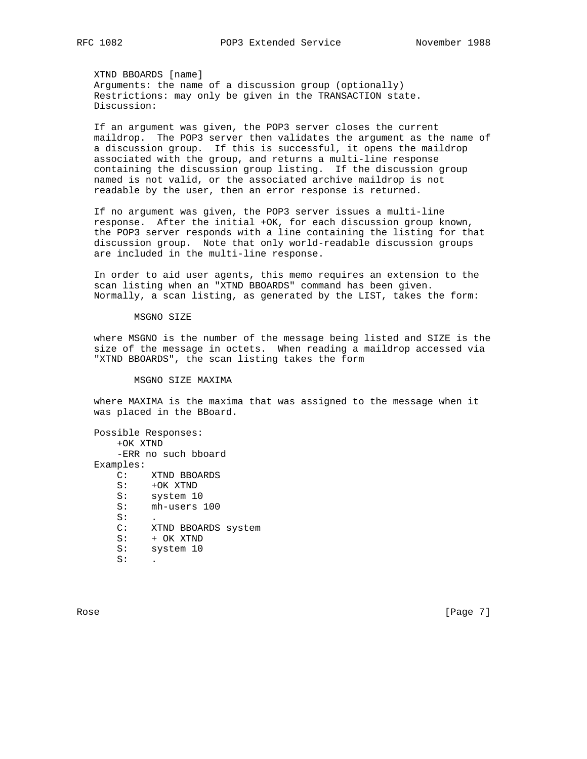XTND BBOARDS [name]
Arguments: the name of a discussion group (optionally)
Restrictions: may only be given in the TRANSACTION state.
Discussion:

If an argument was given, the POP3 server closes the current maildrop. The POP3 server then validates the argument as the name of a discussion group. If this is successful, it opens the maildrop associated with the group, and returns a multi-line response containing the discussion group listing. If the discussion group named is not valid, or the associated archive maildrop is not readable by the user, then an error response is returned.

If no argument was given, the POP3 server issues a multi-line response. After the initial +OK, for each discussion group known, the POP3 server responds with a line containing the listing for that discussion group. Note that only world-readable discussion groups are included in the multi-line response.

In order to aid user agents, this memo requires an extension to the scan listing when an "XTND BBOARDS" command has been given. Normally, a scan listing, as generated by the LIST, takes the form:

```
MSGNO SIZE
```

where MSGNO is the number of the message being listed and SIZE is the size of the message in octets. When reading a maildrop accessed via "XTND BBOARDS", the scan listing takes the form

```
MSGNO SIZE MAXIMA
```

where MAXIMA is the maxima that was assigned to the message when it was placed in the BBoard.

Possible Responses:

```
+OK XTND
-ERR no such bboard
```

Examples:

```
C:    XTND BBOARDS
S:    +OK XTND
S:    system 10
S:    mh-users 100
S:    .
C:    XTND BBOARDS system
S:    + OK XTND
S:    system 10
S:    .
```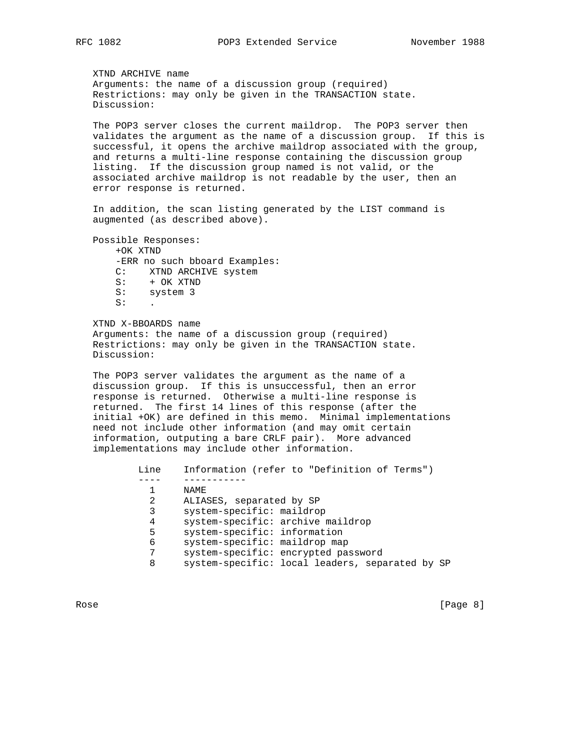XTND ARCHIVE name
Arguments: the name of a discussion group (required)
Restrictions: may only be given in the TRANSACTION state.
Discussion:

The POP3 server closes the current maildrop. The POP3 server then validates the argument as the name of a discussion group. If this is successful, it opens the archive maildrop associated with the group, and returns a multi-line response containing the discussion group listing. If the discussion group named is not valid, or the associated archive maildrop is not readable by the user, then an error response is returned.

In addition, the scan listing generated by the LIST command is augmented (as described above).

Possible Responses:

```
    +OK XTND
    -ERR no such bboard Examples:
    C:    XTND ARCHIVE system
    S:    + OK XTND
    S:    system 3
    S:    .
```

XTND X-BBOARDS name
Arguments: the name of a discussion group (required)
Restrictions: may only be given in the TRANSACTION state.
Discussion:

The POP3 server validates the argument as the name of a discussion group. If this is unsuccessful, then an error response is returned. Otherwise a multi-line response is returned. The first 14 lines of this response (after the initial +OK) are defined in this memo. Minimal implementations need not include other information (and may omit certain information, outputing a bare CRLF pair). More advanced implementations may include other information.

| Line | Information (refer to "Definition of Terms") |
| --- | --- |
| 1 | NAME |
| 2 | ALIASES, separated by SP |
| 3 | system-specific: maildrop |
| 4 | system-specific: archive maildrop |
| 5 | system-specific: information |
| 6 | system-specific: maildrop map |
| 7 | system-specific: encrypted password |
| 8 | system-specific: local leaders, separated by SP |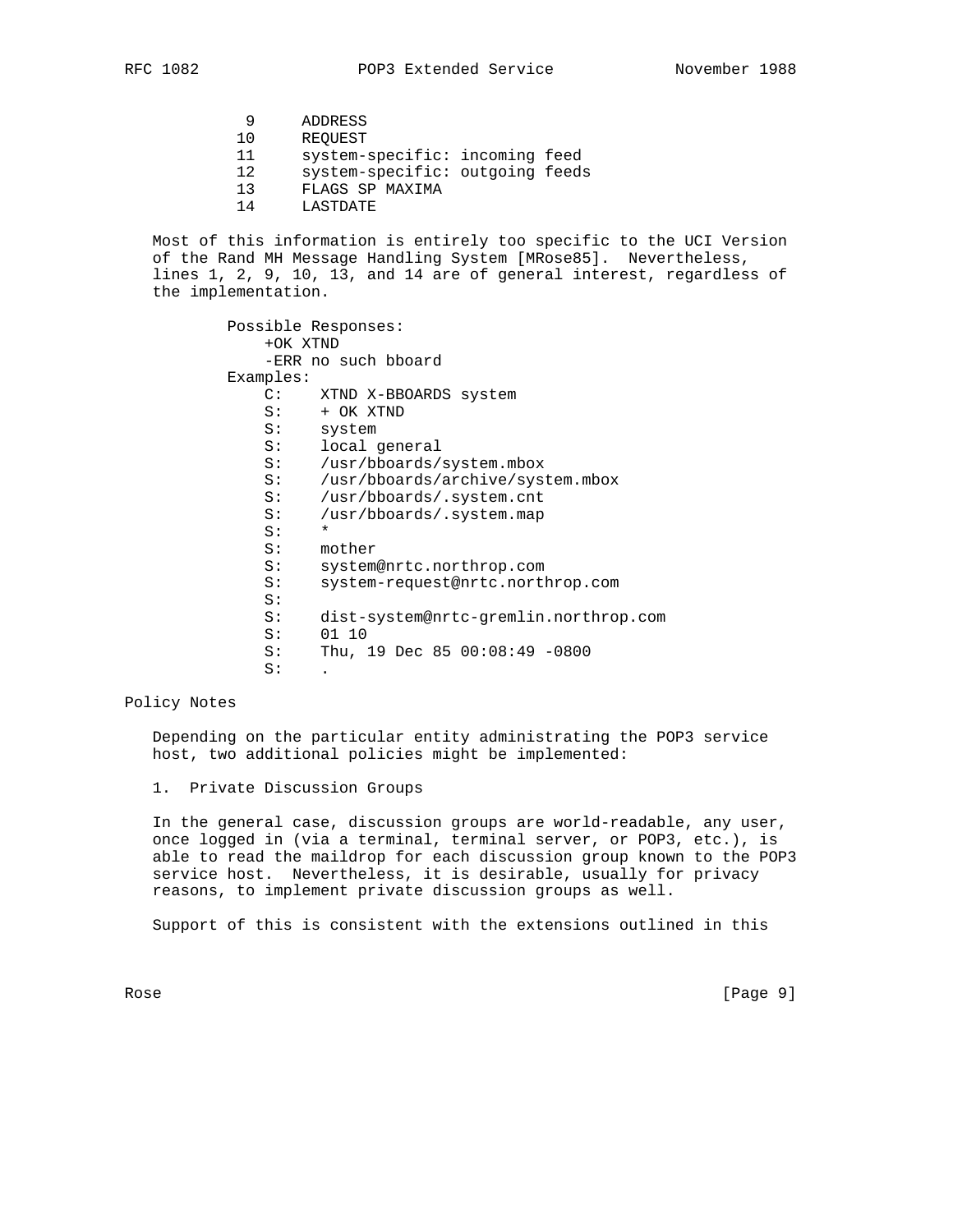```
 9     ADDRESS
10     REQUEST
11     system-specific: incoming feed
12     system-specific: outgoing feeds
13     FLAGS SP MAXIMA
14     LASTDATE
```

Most of this information is entirely too specific to the UCI Version of the Rand MH Message Handling System [MRose85]. Nevertheless, lines 1, 2, 9, 10, 13, and 14 are of general interest, regardless of the implementation.

```
Possible Responses:
    +OK XTND
    -ERR no such bboard
Examples:
    C:    XTND X-BBOARDS system
    S:    + OK XTND
    S:    system
    S:    local general
    S:    /usr/bboards/system.mbox
    S:    /usr/bboards/archive/system.mbox
    S:    /usr/bboards/.system.cnt
    S:    /usr/bboards/.system.map
    S:    *
    S:    mother
    S:    system@nrtc.northrop.com
    S:    system-request@nrtc.northrop.com
    S:
    S:    dist-system@nrtc-gremlin.northrop.com
    S:    01 10
    S:    Thu, 19 Dec 85 00:08:49 -0800
    S:    .
```

## Policy Notes

Depending on the particular entity administrating the POP3 service host, two additional policies might be implemented:

1. Private Discussion Groups

In the general case, discussion groups are world-readable, any user, once logged in (via a terminal, terminal server, or POP3, etc.), is able to read the maildrop for each discussion group known to the POP3 service host. Nevertheless, it is desirable, usually for privacy reasons, to implement private discussion groups as well.

Support of this is consistent with the extensions outlined in this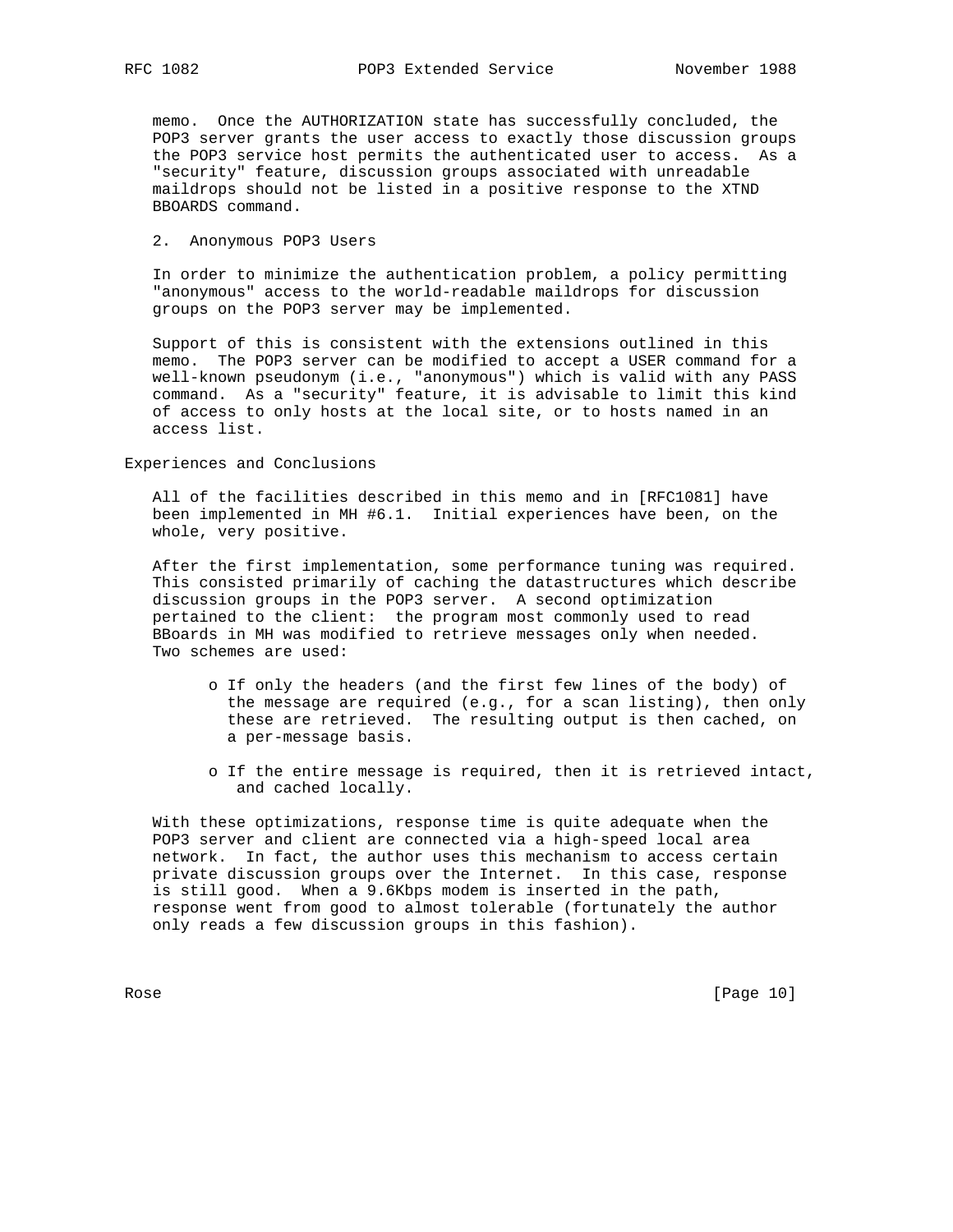memo. Once the AUTHORIZATION state has successfully concluded, the POP3 server grants the user access to exactly those discussion groups the POP3 service host permits the authenticated user to access. As a "security" feature, discussion groups associated with unreadable maildrops should not be listed in a positive response to the XTND BBOARDS command.

### 2. Anonymous POP3 Users

In order to minimize the authentication problem, a policy permitting "anonymous" access to the world-readable maildrops for discussion groups on the POP3 server may be implemented.

Support of this is consistent with the extensions outlined in this memo. The POP3 server can be modified to accept a USER command for a well-known pseudonym (i.e., "anonymous") which is valid with any PASS command. As a "security" feature, it is advisable to limit this kind of access to only hosts at the local site, or to hosts named in an access list.

## Experiences and Conclusions

All of the facilities described in this memo and in [RFC1081] have been implemented in MH #6.1. Initial experiences have been, on the whole, very positive.

After the first implementation, some performance tuning was required. This consisted primarily of caching the datastructures which describe discussion groups in the POP3 server. A second optimization pertained to the client: the program most commonly used to read BBoards in MH was modified to retrieve messages only when needed. Two schemes are used:

- If only the headers (and the first few lines of the body) of the message are required (e.g., for a scan listing), then only these are retrieved. The resulting output is then cached, on a per-message basis.

- If the entire message is required, then it is retrieved intact, and cached locally.

With these optimizations, response time is quite adequate when the POP3 server and client are connected via a high-speed local area network. In fact, the author uses this mechanism to access certain private discussion groups over the Internet. In this case, response is still good. When a 9.6Kbps modem is inserted in the path, response went from good to almost tolerable (fortunately the author only reads a few discussion groups in this fashion).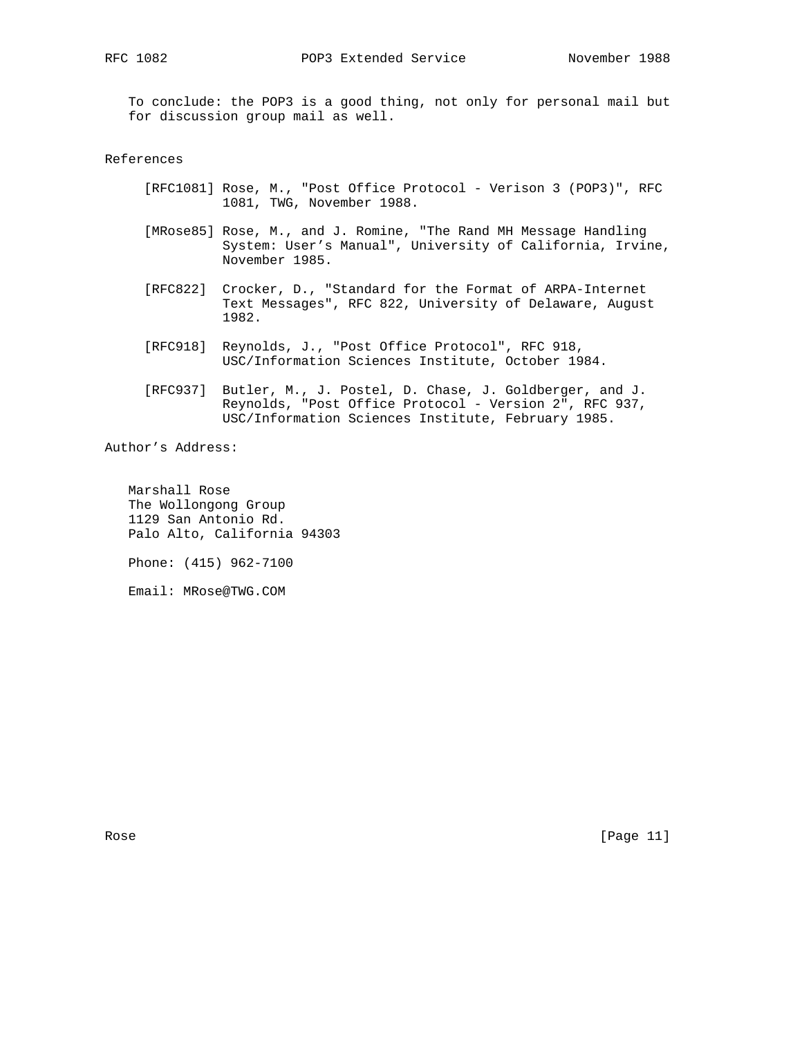To conclude: the POP3 is a good thing, not only for personal mail but for discussion group mail as well.

## References

[RFC1081] Rose, M., "Post Office Protocol - Verison 3 (POP3)", RFC 1081, TWG, November 1988.

[MRose85] Rose, M., and J. Romine, "The Rand MH Message Handling System: User's Manual", University of California, Irvine, November 1985.

[RFC822] Crocker, D., "Standard for the Format of ARPA-Internet Text Messages", RFC 822, University of Delaware, August 1982.

[RFC918] Reynolds, J., "Post Office Protocol", RFC 918, USC/Information Sciences Institute, October 1984.

[RFC937] Butler, M., J. Postel, D. Chase, J. Goldberger, and J. Reynolds, "Post Office Protocol - Version 2", RFC 937, USC/Information Sciences Institute, February 1985.

## Author's Address:

Marshall Rose  
The Wollongong Group  
1129 San Antonio Rd.  
Palo Alto, California 94303

Phone: (415) 962-7100

Email: MRose@TWG.COM